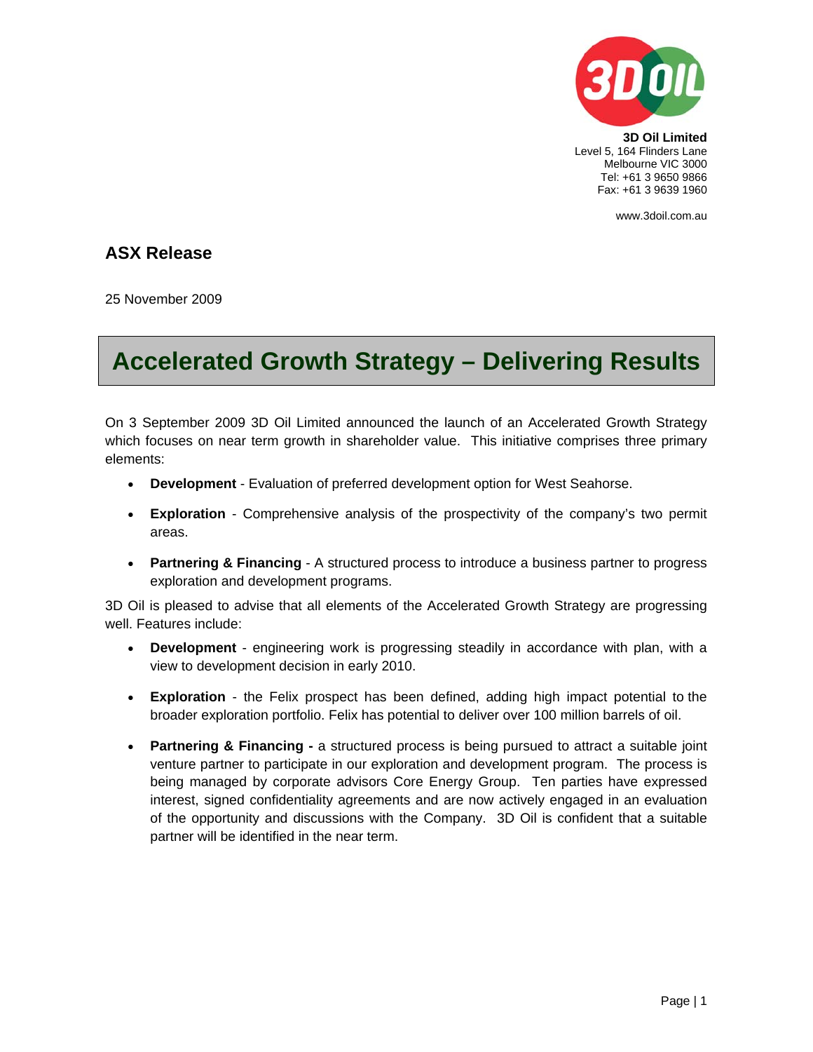**3D Oil Limited**
Level 5, 164 Flinders Lane
Melbourne VIC 3000
Tel: +61 3 9650 9866
Fax: +61 3 9639 1960

www.3doil.com.au

## ASX Release

25 November 2009

# Accelerated Growth Strategy – Delivering Results

On 3 September 2009 3D Oil Limited announced the launch of an Accelerated Growth Strategy which focuses on near term growth in shareholder value. This initiative comprises three primary elements:

- **Development** - Evaluation of preferred development option for West Seahorse.
- **Exploration** - Comprehensive analysis of the prospectivity of the company's two permit areas.
- **Partnering & Financing** - A structured process to introduce a business partner to progress exploration and development programs.

3D Oil is pleased to advise that all elements of the Accelerated Growth Strategy are progressing well. Features include:

- **Development** - engineering work is progressing steadily in accordance with plan, with a view to development decision in early 2010.
- **Exploration** - the Felix prospect has been defined, adding high impact potential to the broader exploration portfolio. Felix has potential to deliver over 100 million barrels of oil.
- **Partnering & Financing -** a structured process is being pursued to attract a suitable joint venture partner to participate in our exploration and development program. The process is being managed by corporate advisors Core Energy Group. Ten parties have expressed interest, signed confidentiality agreements and are now actively engaged in an evaluation of the opportunity and discussions with the Company. 3D Oil is confident that a suitable partner will be identified in the near term.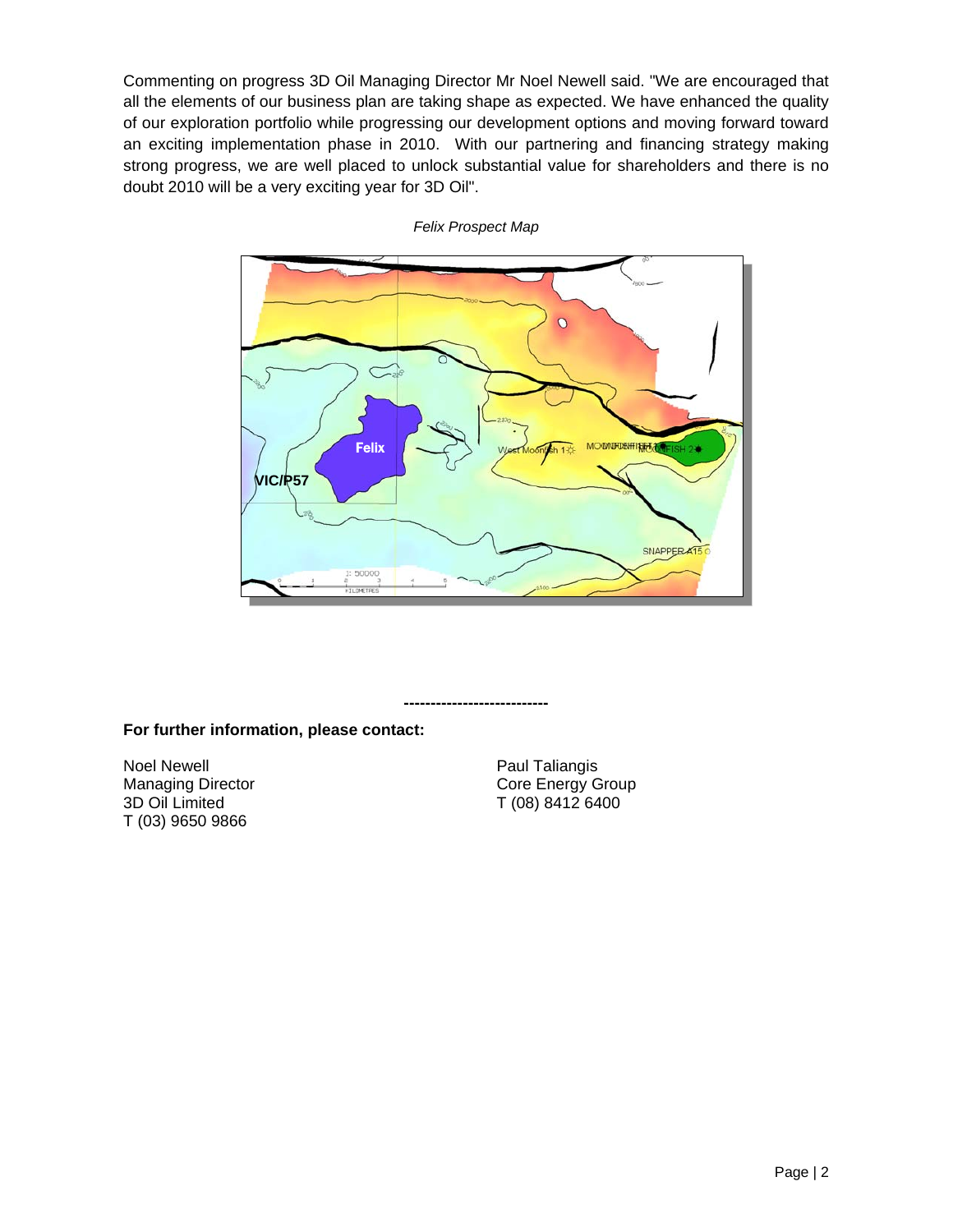Commenting on progress 3D Oil Managing Director Mr Noel Newell said. "We are encouraged that all the elements of our business plan are taking shape as expected. We have enhanced the quality of our exploration portfolio while progressing our development options and moving forward toward an exciting implementation phase in 2010. With our partnering and financing strategy making strong progress, we are well placed to unlock substantial value for shareholders and there is no doubt 2010 will be a very exciting year for 3D Oil".

*Felix Prospect Map*

Felix
VIC/P57
West Moonfish 1
MOONFISH 1
MOONFISH 2
SNAPPER A15
1: 50000
KILOMETRES

---------------------------

**For further information, please contact:**

Noel Newell
Managing Director
3D Oil Limited
T (03) 9650 9866

Paul Taliangis
Core Energy Group
T (08) 8412 6400